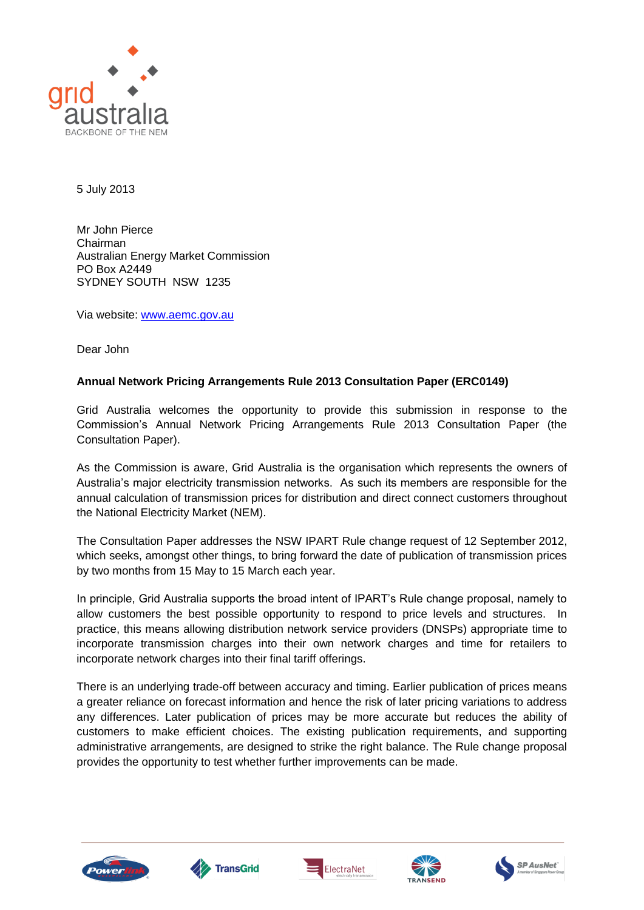5 July 2013

Mr John Pierce
Chairman
Australian Energy Market Commission
PO Box A2449
SYDNEY SOUTH NSW 1235

Via website: www.aemc.gov.au

Dear John

**Annual Network Pricing Arrangements Rule 2013 Consultation Paper (ERC0149)**

Grid Australia welcomes the opportunity to provide this submission in response to the Commission's Annual Network Pricing Arrangements Rule 2013 Consultation Paper (the Consultation Paper).

As the Commission is aware, Grid Australia is the organisation which represents the owners of Australia's major electricity transmission networks. As such its members are responsible for the annual calculation of transmission prices for distribution and direct connect customers throughout the National Electricity Market (NEM).

The Consultation Paper addresses the NSW IPART Rule change request of 12 September 2012, which seeks, amongst other things, to bring forward the date of publication of transmission prices by two months from 15 May to 15 March each year.

In principle, Grid Australia supports the broad intent of IPART's Rule change proposal, namely to allow customers the best possible opportunity to respond to price levels and structures. In practice, this means allowing distribution network service providers (DNSPs) appropriate time to incorporate transmission charges into their own network charges and time for retailers to incorporate network charges into their final tariff offerings.

There is an underlying trade-off between accuracy and timing. Earlier publication of prices means a greater reliance on forecast information and hence the risk of later pricing variations to address any differences. Later publication of prices may be more accurate but reduces the ability of customers to make efficient choices. The existing publication requirements, and supporting administrative arrangements, are designed to strike the right balance. The Rule change proposal provides the opportunity to test whether further improvements can be made.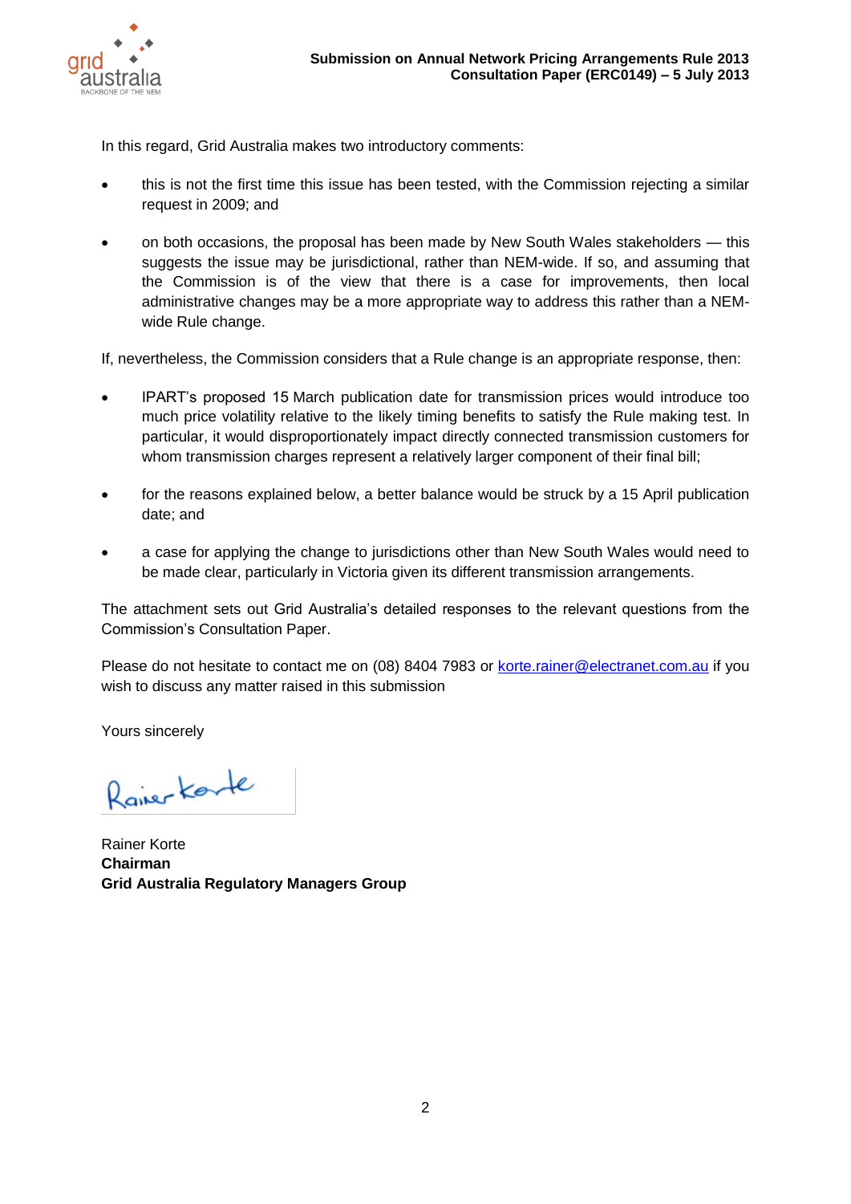In this regard, Grid Australia makes two introductory comments:

- this is not the first time this issue has been tested, with the Commission rejecting a similar request in 2009; and
- on both occasions, the proposal has been made by New South Wales stakeholders — this suggests the issue may be jurisdictional, rather than NEM-wide. If so, and assuming that the Commission is of the view that there is a case for improvements, then local administrative changes may be a more appropriate way to address this rather than a NEM-wide Rule change.

If, nevertheless, the Commission considers that a Rule change is an appropriate response, then:

- IPART's proposed 15 March publication date for transmission prices would introduce too much price volatility relative to the likely timing benefits to satisfy the Rule making test. In particular, it would disproportionately impact directly connected transmission customers for whom transmission charges represent a relatively larger component of their final bill;
- for the reasons explained below, a better balance would be struck by a 15 April publication date; and
- a case for applying the change to jurisdictions other than New South Wales would need to be made clear, particularly in Victoria given its different transmission arrangements.

The attachment sets out Grid Australia's detailed responses to the relevant questions from the Commission's Consultation Paper.

Please do not hesitate to contact me on (08) 8404 7983 or korte.rainer@electranet.com.au if you wish to discuss any matter raised in this submission

Yours sincerely

Rainer Korte
**Chairman**
**Grid Australia Regulatory Managers Group**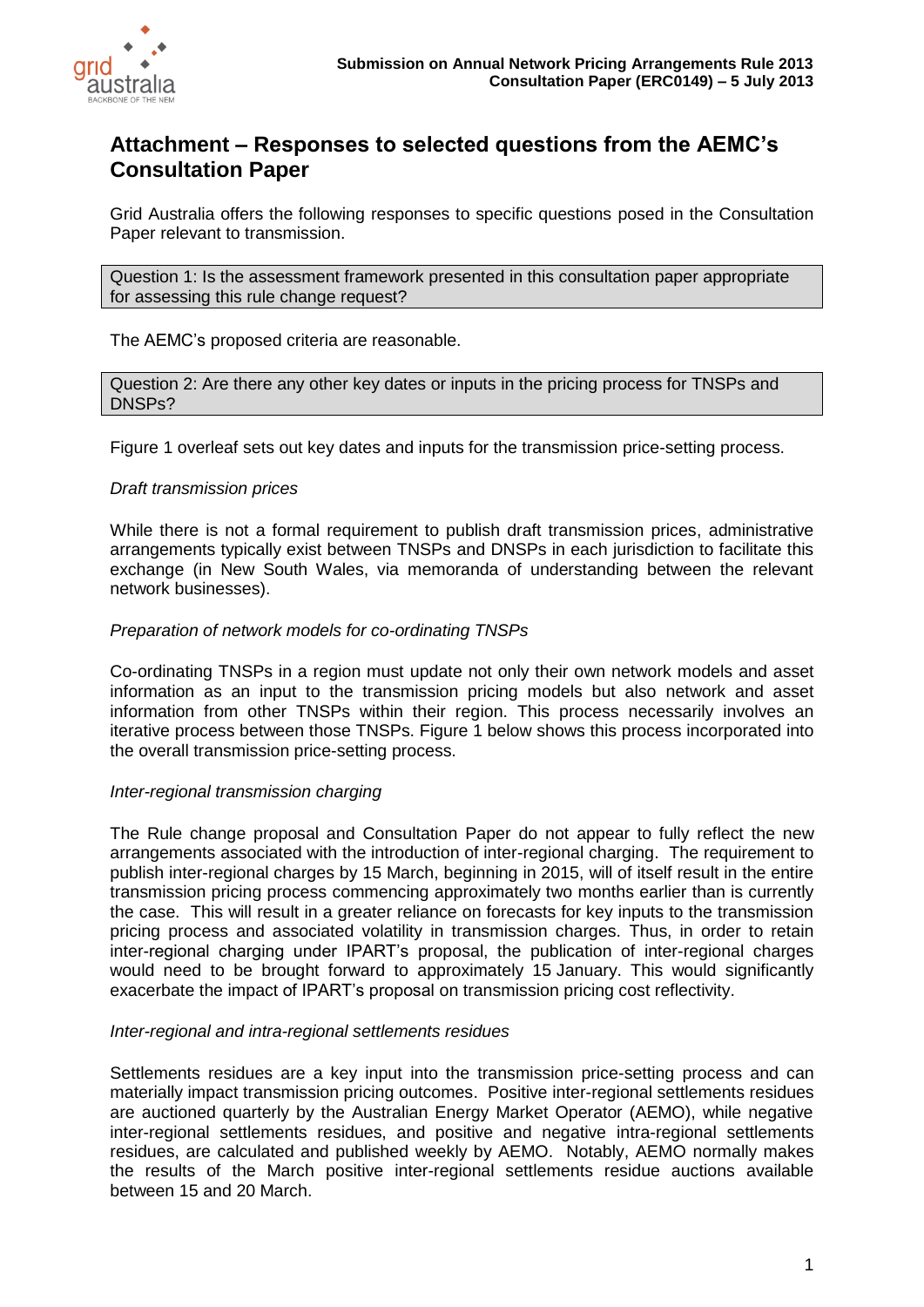# Attachment – Responses to selected questions from the AEMC's Consultation Paper

Grid Australia offers the following responses to specific questions posed in the Consultation Paper relevant to transmission.

> Question 1: Is the assessment framework presented in this consultation paper appropriate for assessing this rule change request?

The AEMC's proposed criteria are reasonable.

> Question 2: Are there any other key dates or inputs in the pricing process for TNSPs and DNSPs?

Figure 1 overleaf sets out key dates and inputs for the transmission price-setting process.

*Draft transmission prices*

While there is not a formal requirement to publish draft transmission prices, administrative arrangements typically exist between TNSPs and DNSPs in each jurisdiction to facilitate this exchange (in New South Wales, via memoranda of understanding between the relevant network businesses).

*Preparation of network models for co-ordinating TNSPs*

Co-ordinating TNSPs in a region must update not only their own network models and asset information as an input to the transmission pricing models but also network and asset information from other TNSPs within their region. This process necessarily involves an iterative process between those TNSPs. Figure 1 below shows this process incorporated into the overall transmission price-setting process.

*Inter-regional transmission charging*

The Rule change proposal and Consultation Paper do not appear to fully reflect the new arrangements associated with the introduction of inter-regional charging. The requirement to publish inter-regional charges by 15 March, beginning in 2015, will of itself result in the entire transmission pricing process commencing approximately two months earlier than is currently the case. This will result in a greater reliance on forecasts for key inputs to the transmission pricing process and associated volatility in transmission charges. Thus, in order to retain inter-regional charging under IPART's proposal, the publication of inter-regional charges would need to be brought forward to approximately 15 January. This would significantly exacerbate the impact of IPART's proposal on transmission pricing cost reflectivity.

*Inter-regional and intra-regional settlements residues*

Settlements residues are a key input into the transmission price-setting process and can materially impact transmission pricing outcomes. Positive inter-regional settlements residues are auctioned quarterly by the Australian Energy Market Operator (AEMO), while negative inter-regional settlements residues, and positive and negative intra-regional settlements residues, are calculated and published weekly by AEMO. Notably, AEMO normally makes the results of the March positive inter-regional settlements residue auctions available between 15 and 20 March.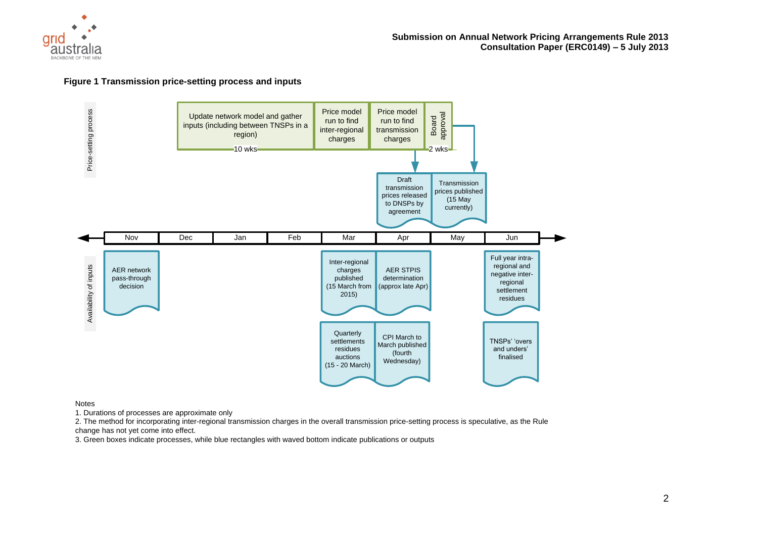**Figure 1 Transmission price-setting process and inputs**

Price-setting process

Update network model and gather inputs (including between TNSPs in a region)

10 wks

Price model run to find inter-regional charges

Price model run to find transmission charges

Board approval

2 wks

Draft transmission prices released to DNSPs by agreement

Transmission prices published (15 May currently)

Nov | Dec | Jan | Feb | Mar | Apr | May | Jun

Availability of inputs

AER network pass-through decision

Inter-regional charges published (15 March from 2015)

AER STPIS determination (approx late Apr)

Full year intra-regional and negative inter-regional settlement residues

Quarterly settlements residues auctions (15 - 20 March)

CPI March to March published (fourth Wednesday)

TNSPs' 'overs and unders' finalised

Notes

1. Durations of processes are approximate only
2. The method for incorporating inter-regional transmission charges in the overall transmission price-setting process is speculative, as the Rule change has not yet come into effect.
3. Green boxes indicate processes, while blue rectangles with waved bottom indicate publications or outputs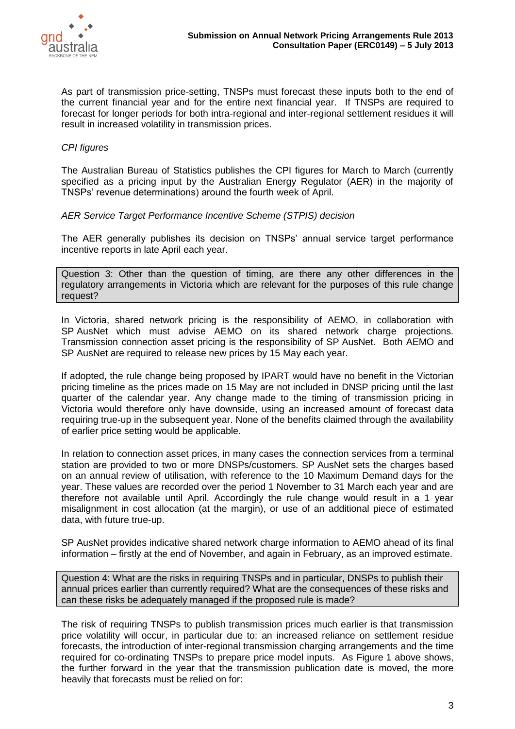As part of transmission price-setting, TNSPs must forecast these inputs both to the end of the current financial year and for the entire next financial year. If TNSPs are required to forecast for longer periods for both intra-regional and inter-regional settlement residues it will result in increased volatility in transmission prices.

*CPI figures*

The Australian Bureau of Statistics publishes the CPI figures for March to March (currently specified as a pricing input by the Australian Energy Regulator (AER) in the majority of TNSPs' revenue determinations) around the fourth week of April.

*AER Service Target Performance Incentive Scheme (STPIS) decision*

The AER generally publishes its decision on TNSPs' annual service target performance incentive reports in late April each year.

> Question 3: Other than the question of timing, are there any other differences in the regulatory arrangements in Victoria which are relevant for the purposes of this rule change request?

In Victoria, shared network pricing is the responsibility of AEMO, in collaboration with SP AusNet which must advise AEMO on its shared network charge projections. Transmission connection asset pricing is the responsibility of SP AusNet. Both AEMO and SP AusNet are required to release new prices by 15 May each year.

If adopted, the rule change being proposed by IPART would have no benefit in the Victorian pricing timeline as the prices made on 15 May are not included in DNSP pricing until the last quarter of the calendar year. Any change made to the timing of transmission pricing in Victoria would therefore only have downside, using an increased amount of forecast data requiring true-up in the subsequent year. None of the benefits claimed through the availability of earlier price setting would be applicable.

In relation to connection asset prices, in many cases the connection services from a terminal station are provided to two or more DNSPs/customers. SP AusNet sets the charges based on an annual review of utilisation, with reference to the 10 Maximum Demand days for the year. These values are recorded over the period 1 November to 31 March each year and are therefore not available until April. Accordingly the rule change would result in a 1 year misalignment in cost allocation (at the margin), or use of an additional piece of estimated data, with future true-up.

SP AusNet provides indicative shared network charge information to AEMO ahead of its final information – firstly at the end of November, and again in February, as an improved estimate.

> Question 4: What are the risks in requiring TNSPs and in particular, DNSPs to publish their annual prices earlier than currently required? What are the consequences of these risks and can these risks be adequately managed if the proposed rule is made?

The risk of requiring TNSPs to publish transmission prices much earlier is that transmission price volatility will occur, in particular due to: an increased reliance on settlement residue forecasts, the introduction of inter-regional transmission charging arrangements and the time required for co-ordinating TNSPs to prepare price model inputs. As Figure 1 above shows, the further forward in the year that the transmission publication date is moved, the more heavily that forecasts must be relied on for: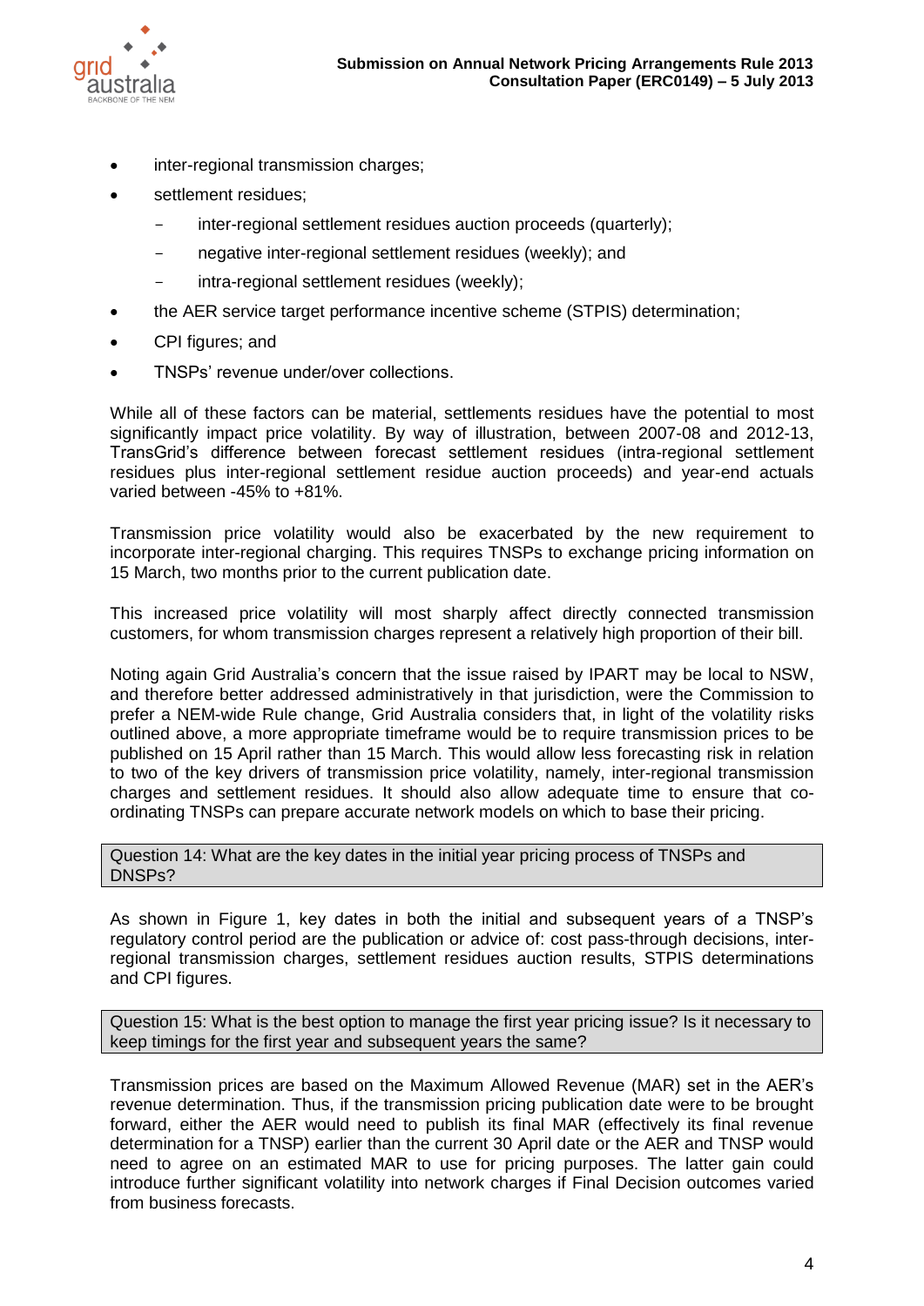- inter-regional transmission charges;
- settlement residues;
  - inter-regional settlement residues auction proceeds (quarterly);
  - negative inter-regional settlement residues (weekly); and
  - intra-regional settlement residues (weekly);
- the AER service target performance incentive scheme (STPIS) determination;
- CPI figures; and
- TNSPs' revenue under/over collections.

While all of these factors can be material, settlements residues have the potential to most significantly impact price volatility. By way of illustration, between 2007-08 and 2012-13, TransGrid's difference between forecast settlement residues (intra-regional settlement residues plus inter-regional settlement residue auction proceeds) and year-end actuals varied between -45% to +81%.

Transmission price volatility would also be exacerbated by the new requirement to incorporate inter-regional charging. This requires TNSPs to exchange pricing information on 15 March, two months prior to the current publication date.

This increased price volatility will most sharply affect directly connected transmission customers, for whom transmission charges represent a relatively high proportion of their bill.

Noting again Grid Australia's concern that the issue raised by IPART may be local to NSW, and therefore better addressed administratively in that jurisdiction, were the Commission to prefer a NEM-wide Rule change, Grid Australia considers that, in light of the volatility risks outlined above, a more appropriate timeframe would be to require transmission prices to be published on 15 April rather than 15 March. This would allow less forecasting risk in relation to two of the key drivers of transmission price volatility, namely, inter-regional transmission charges and settlement residues. It should also allow adequate time to ensure that co-ordinating TNSPs can prepare accurate network models on which to base their pricing.

> Question 14: What are the key dates in the initial year pricing process of TNSPs and DNSPs?

As shown in Figure 1, key dates in both the initial and subsequent years of a TNSP's regulatory control period are the publication or advice of: cost pass-through decisions, inter-regional transmission charges, settlement residues auction results, STPIS determinations and CPI figures.

> Question 15: What is the best option to manage the first year pricing issue? Is it necessary to keep timings for the first year and subsequent years the same?

Transmission prices are based on the Maximum Allowed Revenue (MAR) set in the AER's revenue determination. Thus, if the transmission pricing publication date were to be brought forward, either the AER would need to publish its final MAR (effectively its final revenue determination for a TNSP) earlier than the current 30 April date or the AER and TNSP would need to agree on an estimated MAR to use for pricing purposes. The latter gain could introduce further significant volatility into network charges if Final Decision outcomes varied from business forecasts.